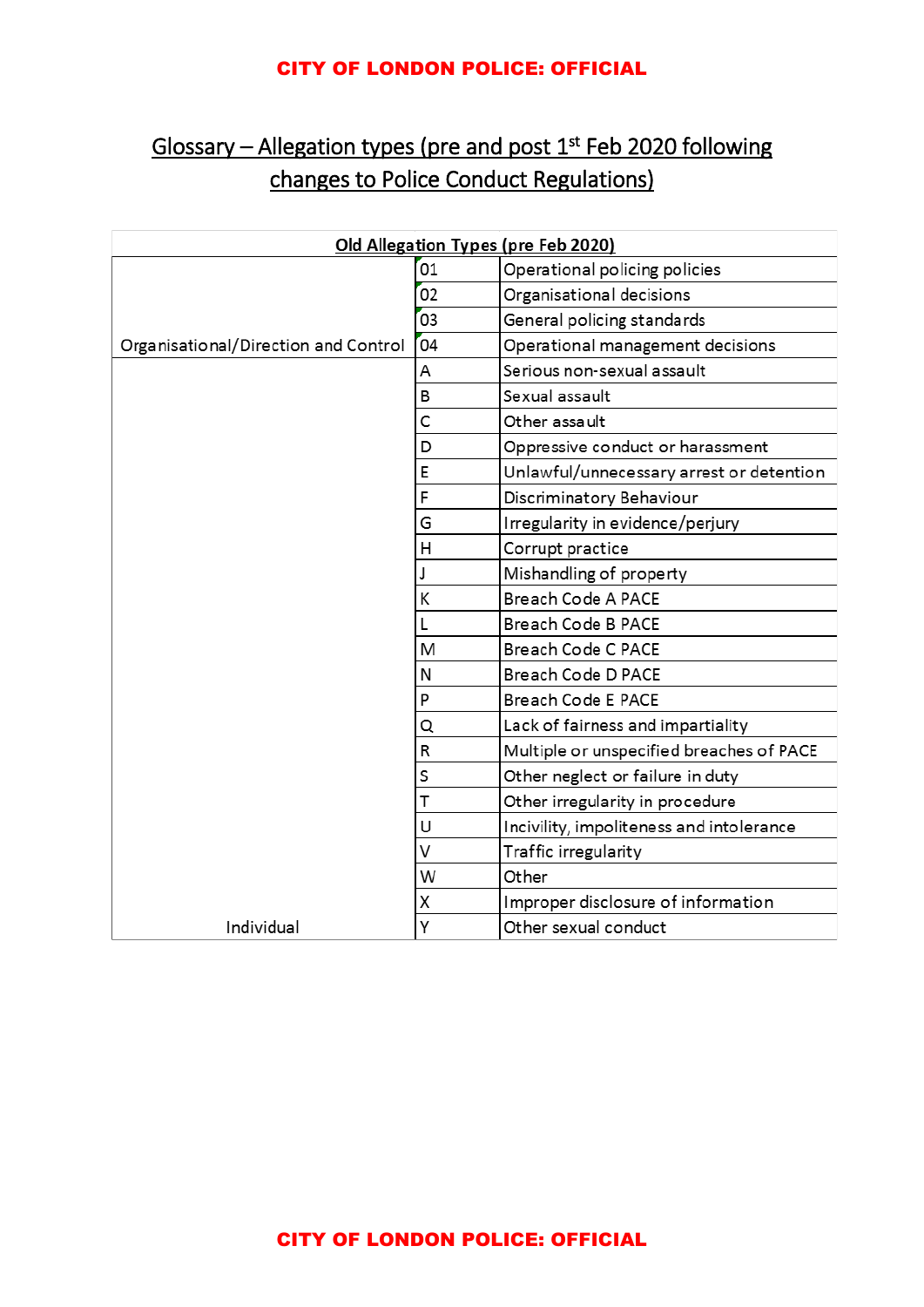## Glossary – Allegation types (pre and post 1st Feb 2020 following changes to Police Conduct Regulations)

| Old Allegation Types (pre Feb 2020) | | |
|---|---|---|
| Organisational/Direction and Control | 01 | Operational policing policies |
| | 02 | Organisational decisions |
| | 03 | General policing standards |
| | 04 | Operational management decisions |
| Individual | A | Serious non-sexual assault |
| | B | Sexual assault |
| | C | Other assault |
| | D | Oppressive conduct or harassment |
| | E | Unlawful/unnecessary arrest or detention |
| | F | Discriminatory Behaviour |
| | G | Irregularity in evidence/perjury |
| | H | Corrupt practice |
| | J | Mishandling of property |
| | K | Breach Code A PACE |
| | L | Breach Code B PACE |
| | M | Breach Code C PACE |
| | N | Breach Code D PACE |
| | P | Breach Code E PACE |
| | Q | Lack of fairness and impartiality |
| | R | Multiple or unspecified breaches of PACE |
| | S | Other neglect or failure in duty |
| | T | Other irregularity in procedure |
| | U | Incivility, impoliteness and intolerance |
| | V | Traffic irregularity |
| | W | Other |
| | X | Improper disclosure of information |
| | Y | Other sexual conduct |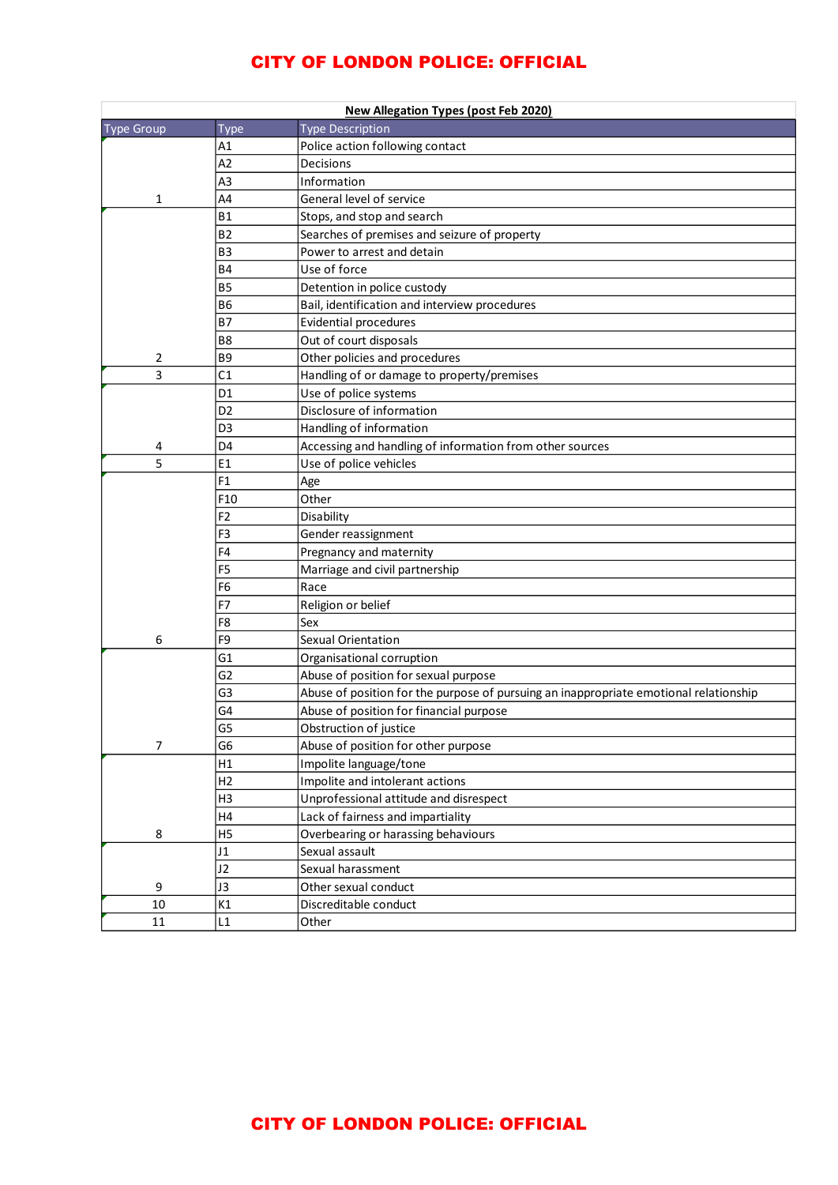CITY OF LONDON POLICE: OFFICIAL

| New Allegation Types (post Feb 2020) | | |
|---|---|---|
| Type Group | Type | Type Description |
| | A1 | Police action following contact |
| | A2 | Decisions |
| | A3 | Information |
| 1 | A4 | General level of service |
| | B1 | Stops, and stop and search |
| | B2 | Searches of premises and seizure of property |
| | B3 | Power to arrest and detain |
| | B4 | Use of force |
| | B5 | Detention in police custody |
| | B6 | Bail, identification and interview procedures |
| | B7 | Evidential procedures |
| | B8 | Out of court disposals |
| 2 | B9 | Other policies and procedures |
| 3 | C1 | Handling of or damage to property/premises |
| | D1 | Use of police systems |
| | D2 | Disclosure of information |
| | D3 | Handling of information |
| 4 | D4 | Accessing and handling of information from other sources |
| 5 | E1 | Use of police vehicles |
| | F1 | Age |
| | F10 | Other |
| | F2 | Disability |
| | F3 | Gender reassignment |
| | F4 | Pregnancy and maternity |
| | F5 | Marriage and civil partnership |
| | F6 | Race |
| | F7 | Religion or belief |
| | F8 | Sex |
| 6 | F9 | Sexual Orientation |
| | G1 | Organisational corruption |
| | G2 | Abuse of position for sexual purpose |
| | G3 | Abuse of position for the purpose of pursuing an inappropriate emotional relationship |
| | G4 | Abuse of position for financial purpose |
| | G5 | Obstruction of justice |
| 7 | G6 | Abuse of position for other purpose |
| | H1 | Impolite language/tone |
| | H2 | Impolite and intolerant actions |
| | H3 | Unprofessional attitude and disrespect |
| | H4 | Lack of fairness and impartiality |
| 8 | H5 | Overbearing or harassing behaviours |
| | J1 | Sexual assault |
| | J2 | Sexual harassment |
| 9 | J3 | Other sexual conduct |
| 10 | K1 | Discreditable conduct |
| 11 | L1 | Other |

CITY OF LONDON POLICE: OFFICIAL